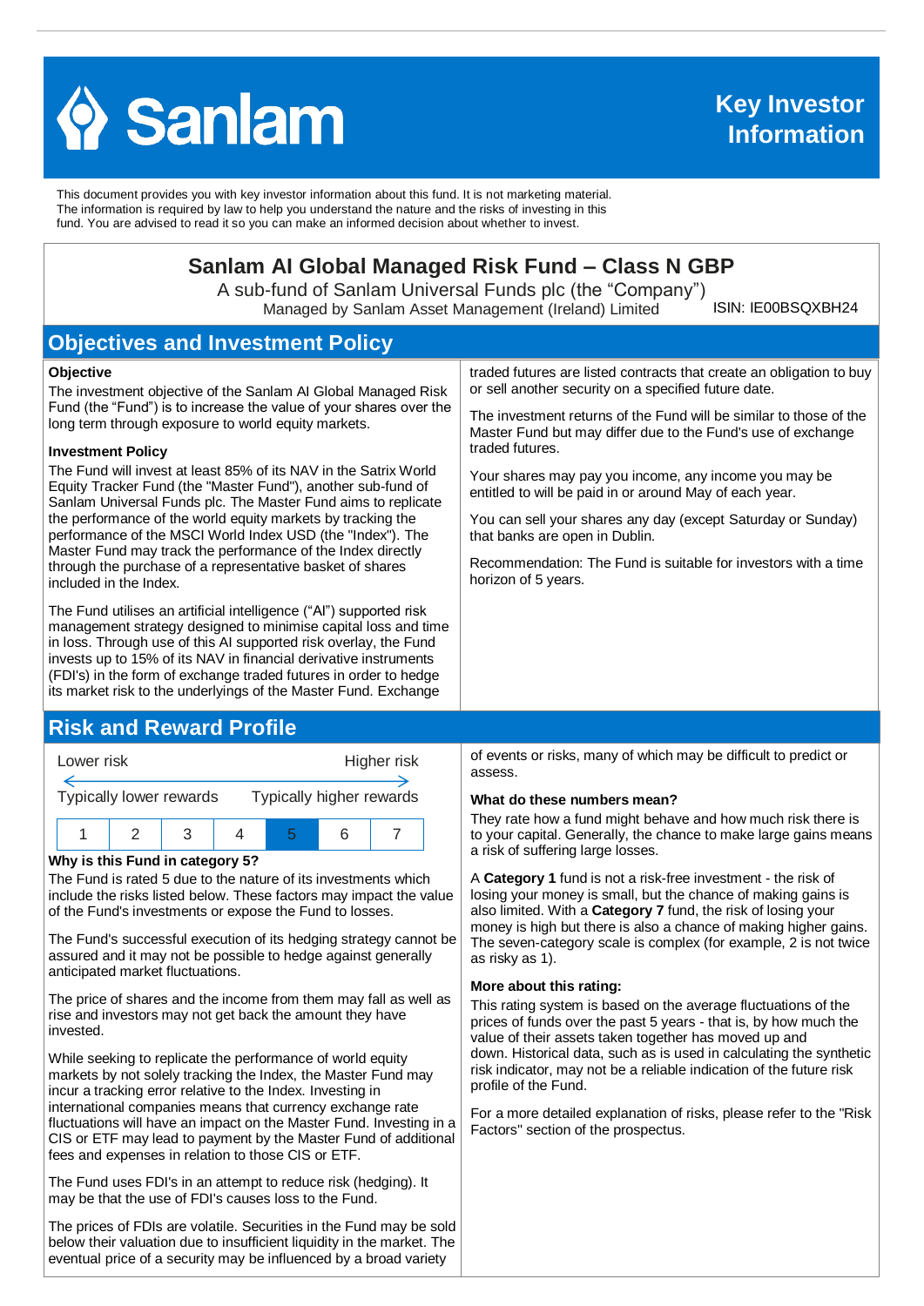# Sanlam

**Key Investor Information**

This document provides you with key investor information about this fund. It is not marketing material. The information is required by law to help you understand the nature and the risks of investing in this fund. You are advised to read it so you can make an informed decision about whether to invest.

## Sanlam AI Global Managed Risk Fund – Class N GBP

A sub-fund of Sanlam Universal Funds plc (the "Company")
Managed by Sanlam Asset Management (Ireland) Limited ISIN: IE00BSQXBH24

## Objectives and Investment Policy

**Objective**

The investment objective of the Sanlam AI Global Managed Risk Fund (the "Fund") is to increase the value of your shares over the long term through exposure to world equity markets.

**Investment Policy**

The Fund will invest at least 85% of its NAV in the Satrix World Equity Tracker Fund (the "Master Fund"), another sub-fund of Sanlam Universal Funds plc. The Master Fund aims to replicate the performance of the world equity markets by tracking the performance of the MSCI World Index USD (the "Index"). The Master Fund may track the performance of the Index directly through the purchase of a representative basket of shares included in the Index.

The Fund utilises an artificial intelligence ("AI") supported risk management strategy designed to minimise capital loss and time in loss. Through use of this AI supported risk overlay, the Fund invests up to 15% of its NAV in financial derivative instruments (FDI's) in the form of exchange traded futures in order to hedge its market risk to the underlyings of the Master Fund. Exchange traded futures are listed contracts that create an obligation to buy or sell another security on a specified future date.

The investment returns of the Fund will be similar to those of the Master Fund but may differ due to the Fund's use of exchange traded futures.

Your shares may pay you income, any income you may be entitled to will be paid in or around May of each year.

You can sell your shares any day (except Saturday or Sunday) that banks are open in Dublin.

Recommendation: The Fund is suitable for investors with a time horizon of 5 years.

## Risk and Reward Profile

| Lower risk | | | | | | Higher risk |
|---|---|---|---|---|---|---|
| Typically lower rewards | | | | | | Typically higher rewards |
| 1 | 2 | 3 | 4 | **5** | 6 | 7 |

**Why is this Fund in category 5?**

The Fund is rated 5 due to the nature of its investments which include the risks listed below. These factors may impact the value of the Fund's investments or expose the Fund to losses.

The Fund's successful execution of its hedging strategy cannot be assured and it may not be possible to hedge against generally anticipated market fluctuations.

The price of shares and the income from them may fall as well as rise and investors may not get back the amount they have invested.

While seeking to replicate the performance of world equity markets by not solely tracking the Index, the Master Fund may incur a tracking error relative to the Index. Investing in international companies means that currency exchange rate fluctuations will have an impact on the Master Fund. Investing in a CIS or ETF may lead to payment by the Master Fund of additional fees and expenses in relation to those CIS or ETF.

The Fund uses FDI's in an attempt to reduce risk (hedging). It may be that the use of FDI's causes loss to the Fund.

The prices of FDIs are volatile. Securities in the Fund may be sold below their valuation due to insufficient liquidity in the market. The eventual price of a security may be influenced by a broad variety of events or risks, many of which may be difficult to predict or assess.

**What do these numbers mean?**

They rate how a fund might behave and how much risk there is to your capital. Generally, the chance to make large gains means a risk of suffering large losses.

A **Category 1** fund is not a risk-free investment - the risk of losing your money is small, but the chance of making gains is also limited. With a **Category 7** fund, the risk of losing your money is high but there is also a chance of making higher gains. The seven-category scale is complex (for example, 2 is not twice as risky as 1).

**More about this rating:**

This rating system is based on the average fluctuations of the prices of funds over the past 5 years - that is, by how much the value of their assets taken together has moved up and down. Historical data, such as is used in calculating the synthetic risk indicator, may not be a reliable indication of the future risk profile of the Fund.

For a more detailed explanation of risks, please refer to the "Risk Factors" section of the prospectus.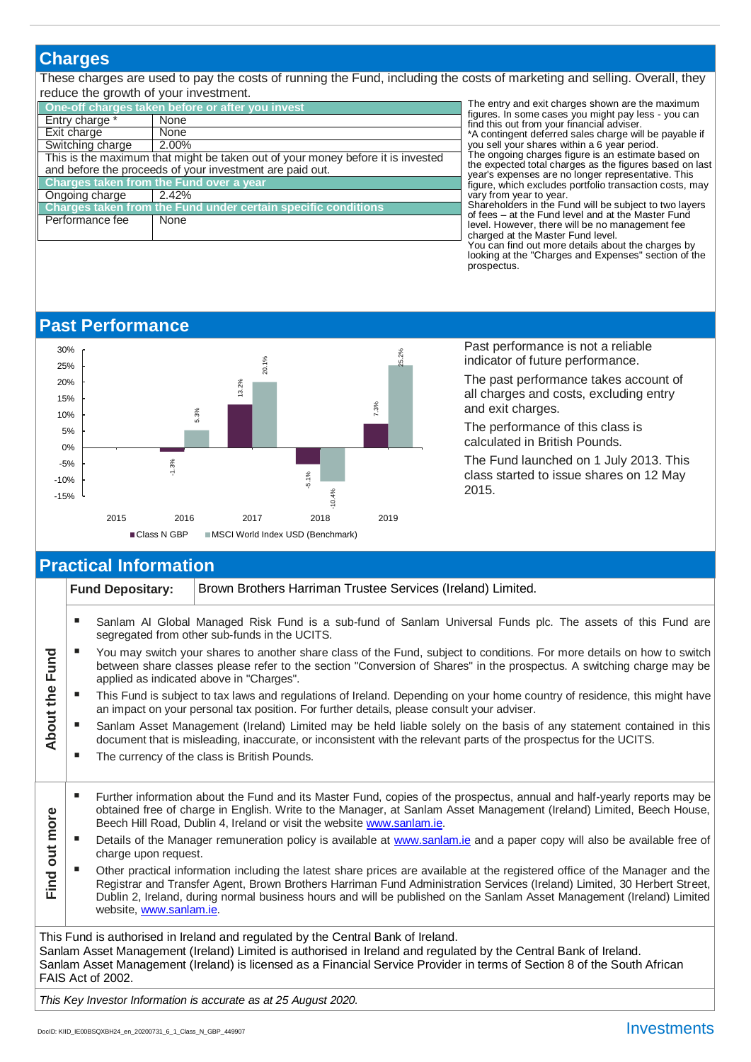## Charges

These charges are used to pay the costs of running the Fund, including the costs of marketing and selling. Overall, they reduce the growth of your investment.

| One-off charges taken before or after you invest | |
|---|---|
| Entry charge * | None |
| Exit charge | None |
| Switching charge | 2.00% |
| This is the maximum that might be taken out of your money before it is invested and before the proceeds of your investment are paid out. | |
| **Charges taken from the Fund over a year** | |
| Ongoing charge | 2.42% |
| **Charges taken from the Fund under certain specific conditions** | |
| Performance fee | None |

The entry and exit charges shown are the maximum figures. In some cases you might pay less - you can find this out from your financial adviser.
*A contingent deferred sales charge will be payable if you sell your shares within a 6 year period.
The ongoing charges figure is an estimate based on the expected total charges as the figures based on last year's expenses are no longer representative. This figure, which excludes portfolio transaction costs, may vary from year to year.
Shareholders in the Fund will be subject to two layers of fees – at the Fund level and at the Master Fund level. However, there will be no management fee charged at the Master Fund level.
You can find out more details about the charges by looking at the "Charges and Expenses" section of the prospectus.

## Past Performance

30%
25%
20%
15%
10%
5%
0%
-5%
-10%
-15%

-1.3% 5.3% 13.2% 20.1% -5.1% -10.4% 7.3% 25.2%

2015 2016 2017 2018 2019

Class N GBP
MSCI World Index USD (Benchmark)

Past performance is not a reliable indicator of future performance.

The past performance takes account of all charges and costs, excluding entry and exit charges.

The performance of this class is calculated in British Pounds.

The Fund launched on 1 July 2013. This class started to issue shares on 12 May 2015.

## Practical Information

**Fund Depositary:** Brown Brothers Harriman Trustee Services (Ireland) Limited.

### About the Fund

- Sanlam AI Global Managed Risk Fund is a sub-fund of Sanlam Universal Funds plc. The assets of this Fund are segregated from other sub-funds in the UCITS.
- You may switch your shares to another share class of the Fund, subject to conditions. For more details on how to switch between share classes please refer to the section "Conversion of Shares" in the prospectus. A switching charge may be applied as indicated above in "Charges".
- This Fund is subject to tax laws and regulations of Ireland. Depending on your home country of residence, this might have an impact on your personal tax position. For further details, please consult your adviser.
- Sanlam Asset Management (Ireland) Limited may be held liable solely on the basis of any statement contained in this document that is misleading, inaccurate, or inconsistent with the relevant parts of the prospectus for the UCITS.
- The currency of the class is British Pounds.

### Find out more

- Further information about the Fund and its Master Fund, copies of the prospectus, annual and half-yearly reports may be obtained free of charge in English. Write to the Manager, at Sanlam Asset Management (Ireland) Limited, Beech House, Beech Hill Road, Dublin 4, Ireland or visit the website www.sanlam.ie.
- Details of the Manager remuneration policy is available at www.sanlam.ie and a paper copy will also be available free of charge upon request.
- Other practical information including the latest share prices are available at the registered office of the Manager and the Registrar and Transfer Agent, Brown Brothers Harriman Fund Administration Services (Ireland) Limited, 30 Herbert Street, Dublin 2, Ireland, during normal business hours and will be published on the Sanlam Asset Management (Ireland) Limited website, www.sanlam.ie.

This Fund is authorised in Ireland and regulated by the Central Bank of Ireland.
Sanlam Asset Management (Ireland) Limited is authorised in Ireland and regulated by the Central Bank of Ireland.
Sanlam Asset Management (Ireland) is licensed as a Financial Service Provider in terms of Section 8 of the South African FAIS Act of 2002.

*This Key Investor Information is accurate as at 25 August 2020.*

DocID: KIID_IE00BSQXBH24_en_20200731_6_1_Class_N_GBP_449907

Investments